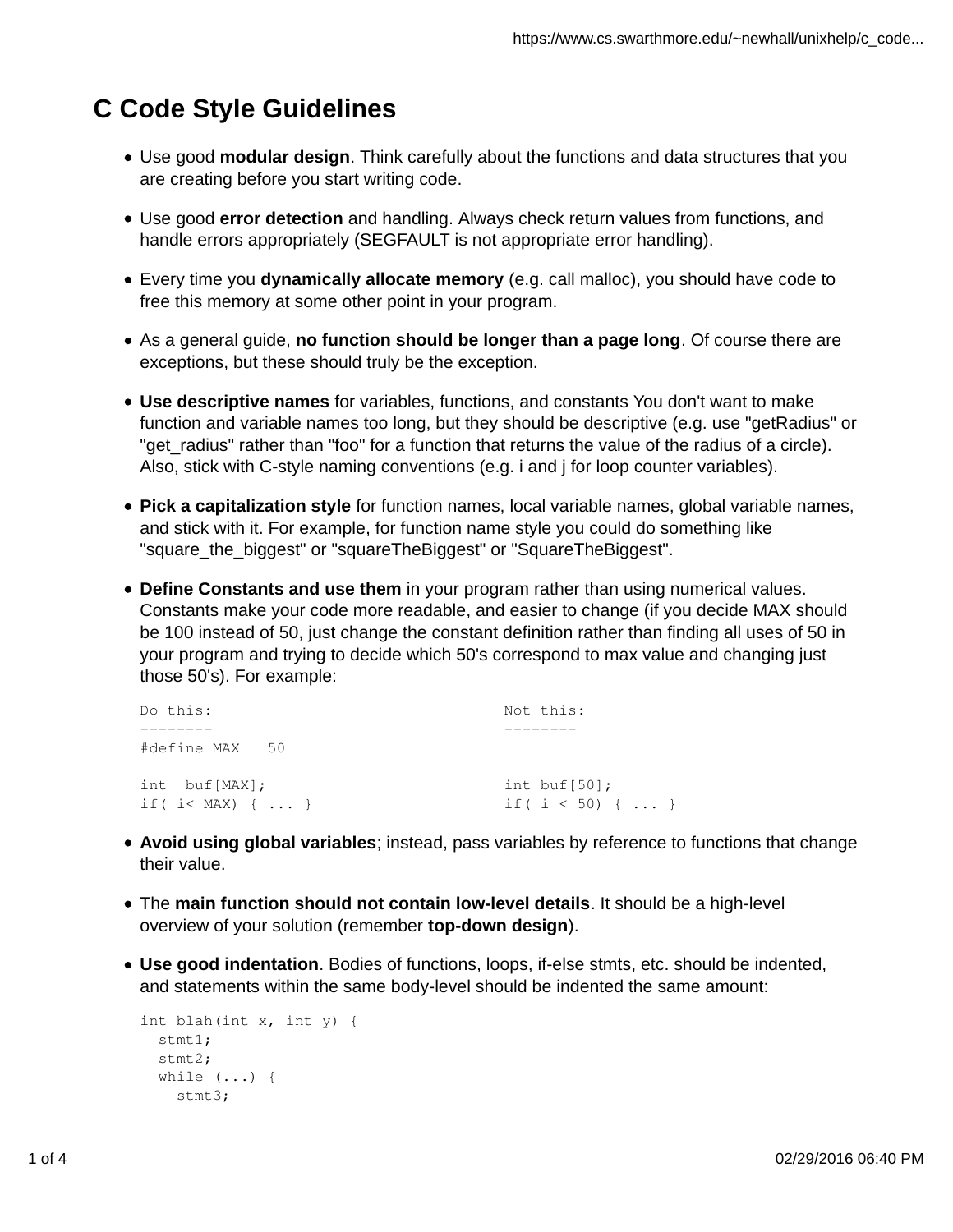# C Code Style Guidelines

- Use good **modular design**. Think carefully about the functions and data structures that you are creating before you start writing code.

- Use good **error detection** and handling. Always check return values from functions, and handle errors appropriately (SEGFAULT is not appropriate error handling).

- Every time you **dynamically allocate memory** (e.g. call malloc), you should have code to free this memory at some other point in your program.

- As a general guide, **no function should be longer than a page long**. Of course there are exceptions, but these should truly be the exception.

- **Use descriptive names** for variables, functions, and constants You don't want to make function and variable names too long, but they should be descriptive (e.g. use "getRadius" or "get_radius" rather than "foo" for a function that returns the value of the radius of a circle). Also, stick with C-style naming conventions (e.g. i and j for loop counter variables).

- **Pick a capitalization style** for function names, local variable names, global variable names, and stick with it. For example, for function name style you could do something like "square_the_biggest" or "squareTheBiggest" or "SquareTheBiggest".

- **Define Constants and use them** in your program rather than using numerical values. Constants make your code more readable, and easier to change (if you decide MAX should be 100 instead of 50, just change the constant definition rather than finding all uses of 50 in your program and trying to decide which 50's correspond to max value and changing just those 50's). For example:

  ```
  Do this:                              Not this:
  --------                              --------
  #define MAX   50

  int  buf[MAX];                        int buf[50];
  if( i< MAX) { ... }                   if( i < 50) { ... }
  ```

- **Avoid using global variables**; instead, pass variables by reference to functions that change their value.

- The **main function should not contain low-level details**. It should be a high-level overview of your solution (remember **top-down design**).

- **Use good indentation**. Bodies of functions, loops, if-else stmts, etc. should be indented, and statements within the same body-level should be indented the same amount:

  ```
  int blah(int x, int y) {
    stmt1;
    stmt2;
    while (...) {
      stmt3;
  ```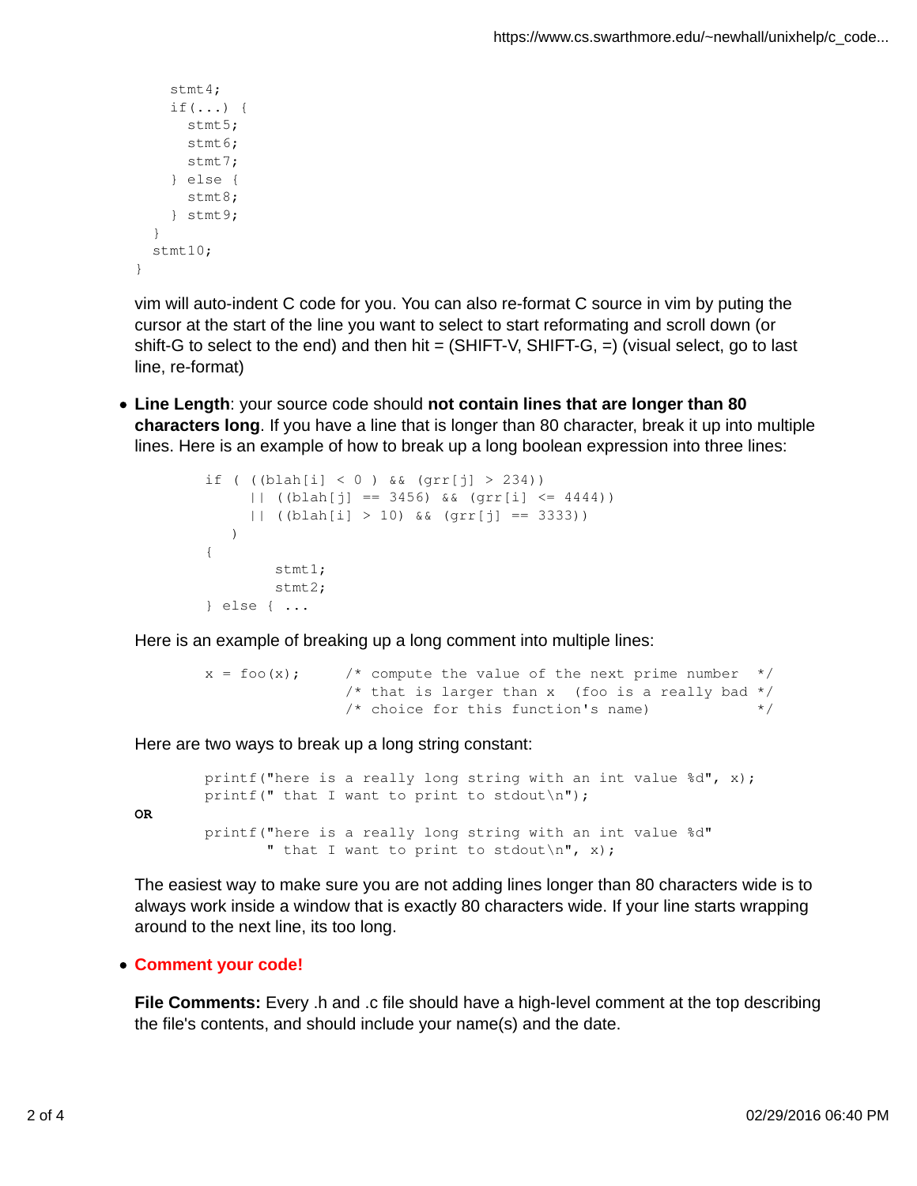```
    stmt4;
    if(...) {
      stmt5;
      stmt6;
      stmt7;
    } else {
      stmt8;
    } stmt9;
  }
  stmt10;
}
```

vim will auto-indent C code for you. You can also re-format C source in vim by puting the cursor at the start of the line you want to select to start reformating and scroll down (or shift-G to select to the end) and then hit = (SHIFT-V, SHIFT-G, =) (visual select, go to last line, re-format)

- **Line Length**: your source code should **not contain lines that are longer than 80 characters long**. If you have a line that is longer than 80 character, break it up into multiple lines. Here is an example of how to break up a long boolean expression into three lines:

```
if ( ((blah[i] < 0 ) && (grr[j] > 234))
     || ((blah[j] == 3456) && (grr[i] <= 4444))
     || ((blah[i] > 10) && (grr[j] == 3333))
   )
{
        stmt1;
        stmt2;
} else { ...
```

  Here is an example of breaking up a long comment into multiple lines:

```
x = foo(x);     /* compute the value of the next prime number  */
                /* that is larger than x  (foo is a really bad */
                /* choice for this function's name)            */
```

  Here are two ways to break up a long string constant:

```
printf("here is a really long string with an int value %d", x);
printf(" that I want to print to stdout\n");
```

  **OR**

```
printf("here is a really long string with an int value %d"
       " that I want to print to stdout\n", x);
```

  The easiest way to make sure you are not adding lines longer than 80 characters wide is to always work inside a window that is exactly 80 characters wide. If your line starts wrapping around to the next line, its too long.

- **Comment your code!**

  **File Comments:** Every .h and .c file should have a high-level comment at the top describing the file's contents, and should include your name(s) and the date.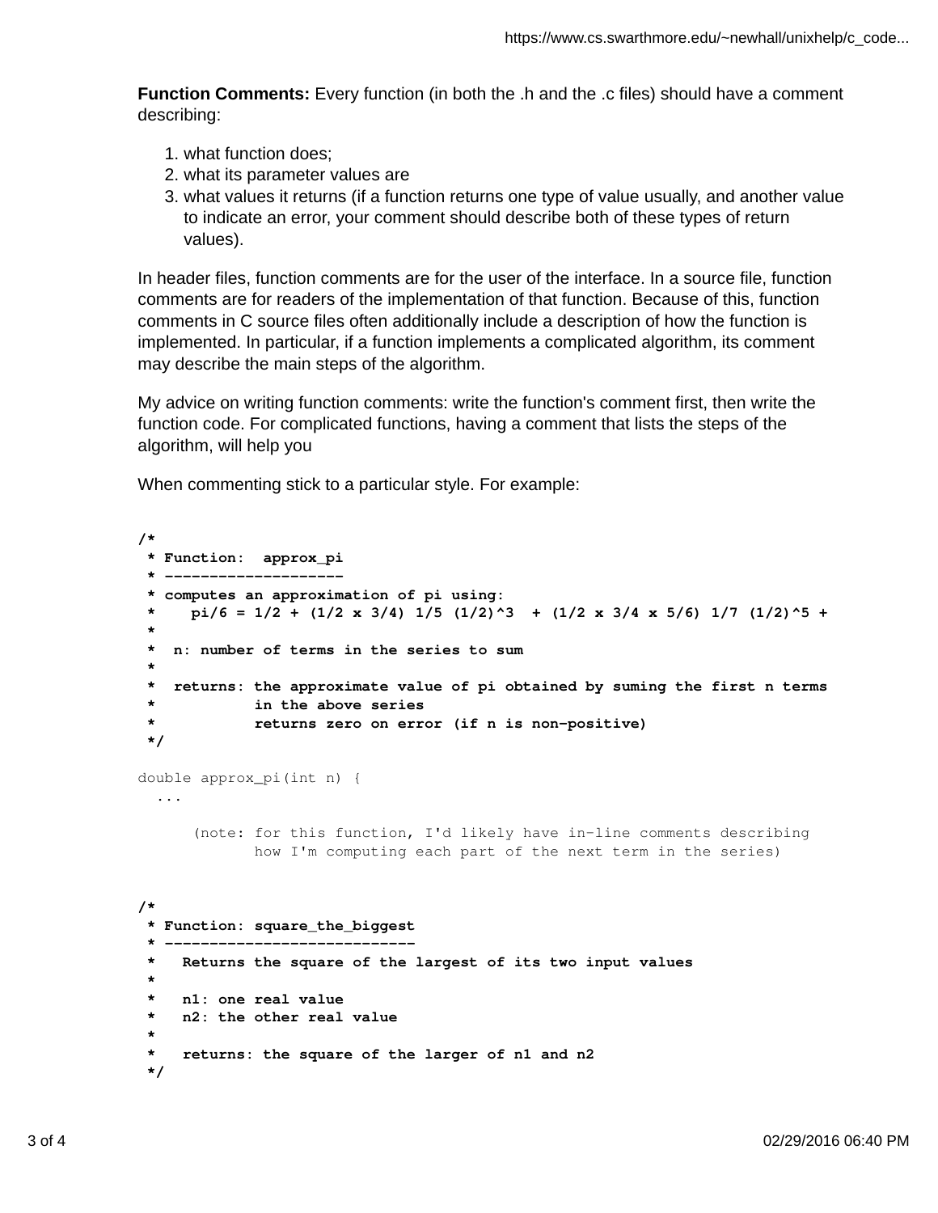**Function Comments:** Every function (in both the .h and the .c files) should have a comment describing:

1. what function does;
2. what its parameter values are
3. what values it returns (if a function returns one type of value usually, and another value to indicate an error, your comment should describe both of these types of return values).

In header files, function comments are for the user of the interface. In a source file, function comments are for readers of the implementation of that function. Because of this, function comments in C source files often additionally include a description of how the function is implemented. In particular, if a function implements a complicated algorithm, its comment may describe the main steps of the algorithm.

My advice on writing function comments: write the function's comment first, then write the function code. For complicated functions, having a comment that lists the steps of the algorithm, will help you

When commenting stick to a particular style. For example:

```
/*
 * Function:  approx_pi
 * --------------------
 * computes an approximation of pi using:
 *    pi/6 = 1/2 + (1/2 x 3/4) 1/5 (1/2)^3  + (1/2 x 3/4 x 5/6) 1/7 (1/2)^5 +
 *
 *  n: number of terms in the series to sum
 *
 *  returns: the approximate value of pi obtained by suming the first n terms
 *           in the above series
 *           returns zero on error (if n is non-positive)
 */

double approx_pi(int n) {
  ...

      (note: for this function, I'd likely have in-line comments describing
             how I'm computing each part of the next term in the series)


/*
 * Function: square_the_biggest
 * ----------------------------
 *   Returns the square of the largest of its two input values
 *
 *   n1: one real value
 *   n2: the other real value
 *
 *   returns: the square of the larger of n1 and n2
 */
```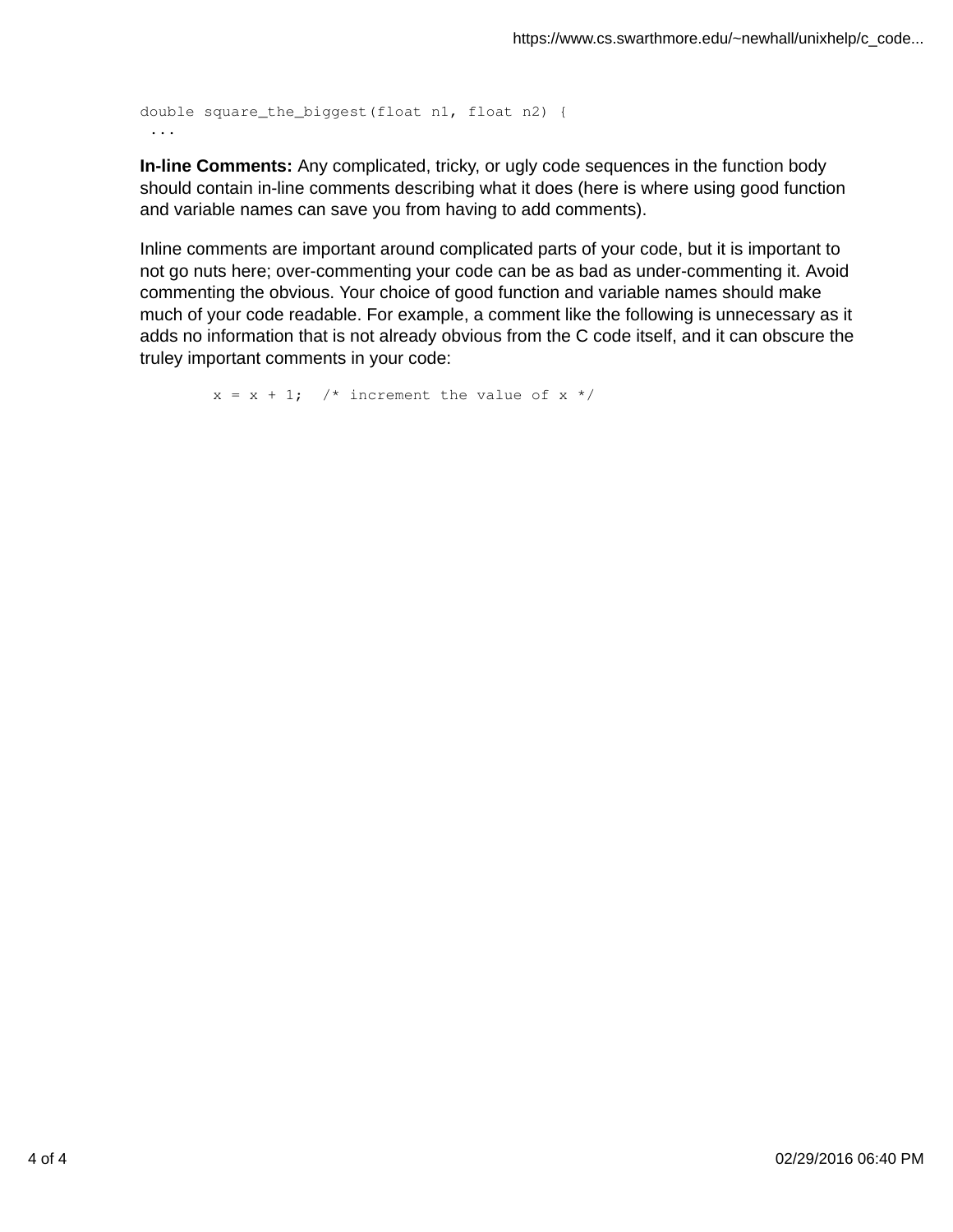```
double square_the_biggest(float n1, float n2) {
 ...
```

**In-line Comments:** Any complicated, tricky, or ugly code sequences in the function body should contain in-line comments describing what it does (here is where using good function and variable names can save you from having to add comments).

Inline comments are important around complicated parts of your code, but it is important to not go nuts here; over-commenting your code can be as bad as under-commenting it. Avoid commenting the obvious. Your choice of good function and variable names should make much of your code readable. For example, a comment like the following is unnecessary as it adds no information that is not already obvious from the C code itself, and it can obscure the truley important comments in your code:

```
        x = x + 1;  /* increment the value of x */
```